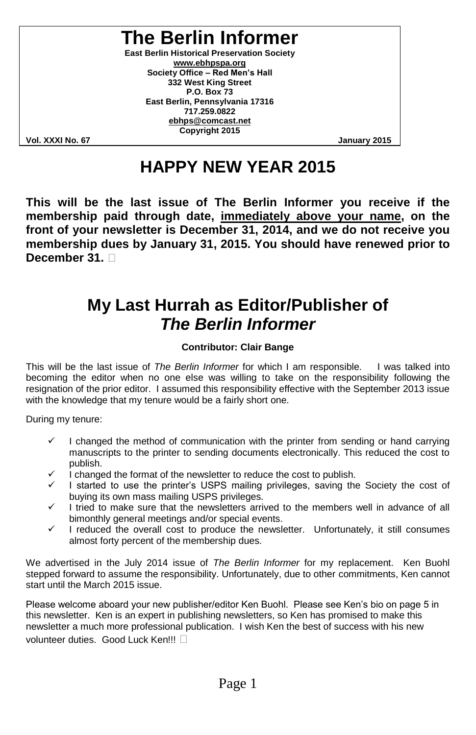# The Berlin Informer

**East Berlin Historical Preservation Society**
**www.ebhpspa.org**
**Society Office – Red Men's Hall**
**332 West King Street**
**P.O. Box 73**
**East Berlin, Pennsylvania 17316**
**717.259.0822**
**ebhps@comcast.net**
**Copyright 2015**

**Vol. XXXI No. 67** **January 2015**

# HAPPY NEW YEAR 2015

**This will be the last issue of The Berlin Informer you receive if the membership paid through date, immediately above your name, on the front of your newsletter is December 31, 2014, and we do not receive you membership dues by January 31, 2015. You should have renewed prior to December 31.**

# My Last Hurrah as Editor/Publisher of *The Berlin Informer*

**Contributor: Clair Bange**

This will be the last issue of *The Berlin Informer* for which I am responsible. I was talked into becoming the editor when no one else was willing to take on the responsibility following the resignation of the prior editor. I assumed this responsibility effective with the September 2013 issue with the knowledge that my tenure would be a fairly short one.

During my tenure:

- ✓ I changed the method of communication with the printer from sending or hand carrying manuscripts to the printer to sending documents electronically. This reduced the cost to publish.
- ✓ I changed the format of the newsletter to reduce the cost to publish.
- ✓ I started to use the printer's USPS mailing privileges, saving the Society the cost of buying its own mass mailing USPS privileges.
- ✓ I tried to make sure that the newsletters arrived to the members well in advance of all bimonthly general meetings and/or special events.
- ✓ I reduced the overall cost to produce the newsletter. Unfortunately, it still consumes almost forty percent of the membership dues.

We advertised in the July 2014 issue of *The Berlin Informer* for my replacement. Ken Buohl stepped forward to assume the responsibility. Unfortunately, due to other commitments, Ken cannot start until the March 2015 issue.

Please welcome aboard your new publisher/editor Ken Buohl. Please see Ken's bio on page 5 in this newsletter. Ken is an expert in publishing newsletters, so Ken has promised to make this newsletter a much more professional publication. I wish Ken the best of success with his new volunteer duties. Good Luck Ken!!!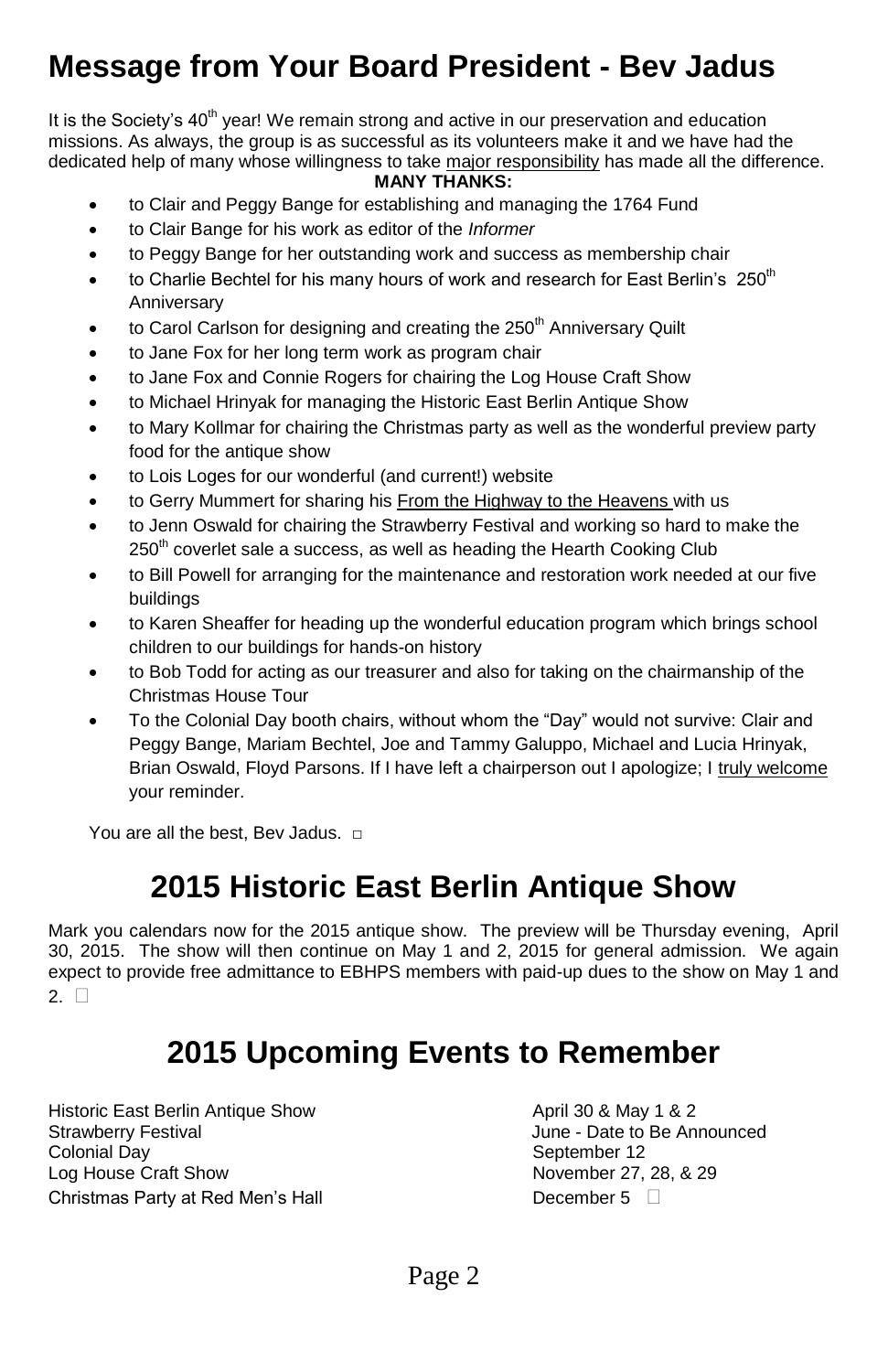# Message from Your Board President - Bev Jadus

It is the Society's 40th year! We remain strong and active in our preservation and education missions. As always, the group is as successful as its volunteers make it and we have had the dedicated help of many whose willingness to take major responsibility has made all the difference.

**MANY THANKS:**

- to Clair and Peggy Bange for establishing and managing the 1764 Fund
- to Clair Bange for his work as editor of the *Informer*
- to Peggy Bange for her outstanding work and success as membership chair
- to Charlie Bechtel for his many hours of work and research for East Berlin's 250th Anniversary
- to Carol Carlson for designing and creating the 250th Anniversary Quilt
- to Jane Fox for her long term work as program chair
- to Jane Fox and Connie Rogers for chairing the Log House Craft Show
- to Michael Hrinyak for managing the Historic East Berlin Antique Show
- to Mary Kollmar for chairing the Christmas party as well as the wonderful preview party food for the antique show
- to Lois Loges for our wonderful (and current!) website
- to Gerry Mummert for sharing his From the Highway to the Heavens with us
- to Jenn Oswald for chairing the Strawberry Festival and working so hard to make the 250th coverlet sale a success, as well as heading the Hearth Cooking Club
- to Bill Powell for arranging for the maintenance and restoration work needed at our five buildings
- to Karen Sheaffer for heading up the wonderful education program which brings school children to our buildings for hands-on history
- to Bob Todd for acting as our treasurer and also for taking on the chairmanship of the Christmas House Tour
- To the Colonial Day booth chairs, without whom the "Day" would not survive: Clair and Peggy Bange, Mariam Bechtel, Joe and Tammy Galuppo, Michael and Lucia Hrinyak, Brian Oswald, Floyd Parsons. If I have left a chairperson out I apologize; I truly welcome your reminder.

You are all the best, Bev Jadus. □

# 2015 Historic East Berlin Antique Show

Mark you calendars now for the 2015 antique show. The preview will be Thursday evening, April 30, 2015. The show will then continue on May 1 and 2, 2015 for general admission. We again expect to provide free admittance to EBHPS members with paid-up dues to the show on May 1 and 2. □

# 2015 Upcoming Events to Remember

| | |
|---|---|
| Historic East Berlin Antique Show | April 30 & May 1 & 2 |
| Strawberry Festival | June - Date to Be Announced |
| Colonial Day | September 12 |
| Log House Craft Show | November 27, 28, & 29 |
| Christmas Party at Red Men's Hall | December 5 □ |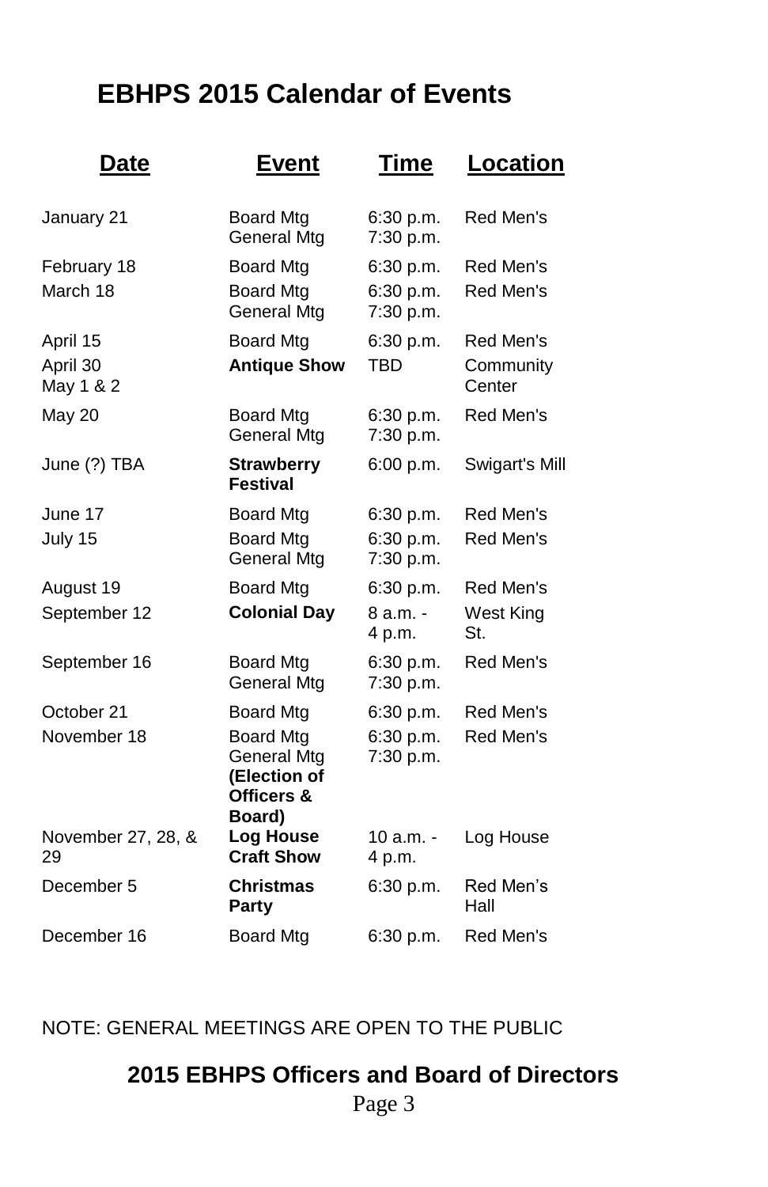# EBHPS 2015 Calendar of Events

| Date | Event | Time | Location |
|---|---|---|---|
| January 21 | Board Mtg<br>General Mtg | 6:30 p.m.<br>7:30 p.m. | Red Men's |
| February 18 | Board Mtg | 6:30 p.m. | Red Men's |
| March 18 | Board Mtg<br>General Mtg | 6:30 p.m.<br>7:30 p.m. | Red Men's |
| April 15 | Board Mtg | 6:30 p.m. | Red Men's |
| April 30<br>May 1 & 2 | **Antique Show** | TBD | Community Center |
| May 20 | Board Mtg<br>General Mtg | 6:30 p.m.<br>7:30 p.m. | Red Men's |
| June (?) TBA | **Strawberry Festival** | 6:00 p.m. | Swigart's Mill |
| June 17 | Board Mtg | 6:30 p.m. | Red Men's |
| July 15 | Board Mtg<br>General Mtg | 6:30 p.m.<br>7:30 p.m. | Red Men's |
| August 19 | Board Mtg | 6:30 p.m. | Red Men's |
| September 12 | **Colonial Day** | 8 a.m. - 4 p.m. | West King St. |
| September 16 | Board Mtg<br>General Mtg | 6:30 p.m.<br>7:30 p.m. | Red Men's |
| October 21 | Board Mtg | 6:30 p.m. | Red Men's |
| November 18 | Board Mtg<br>General Mtg<br>**(Election of Officers & Board)** | 6:30 p.m.<br>7:30 p.m. | Red Men's |
| November 27, 28, & 29 | **Log House Craft Show** | 10 a.m. - 4 p.m. | Log House |
| December 5 | **Christmas Party** | 6:30 p.m. | Red Men's Hall |
| December 16 | Board Mtg | 6:30 p.m. | Red Men's |

NOTE: GENERAL MEETINGS ARE OPEN TO THE PUBLIC

## 2015 EBHPS Officers and Board of Directors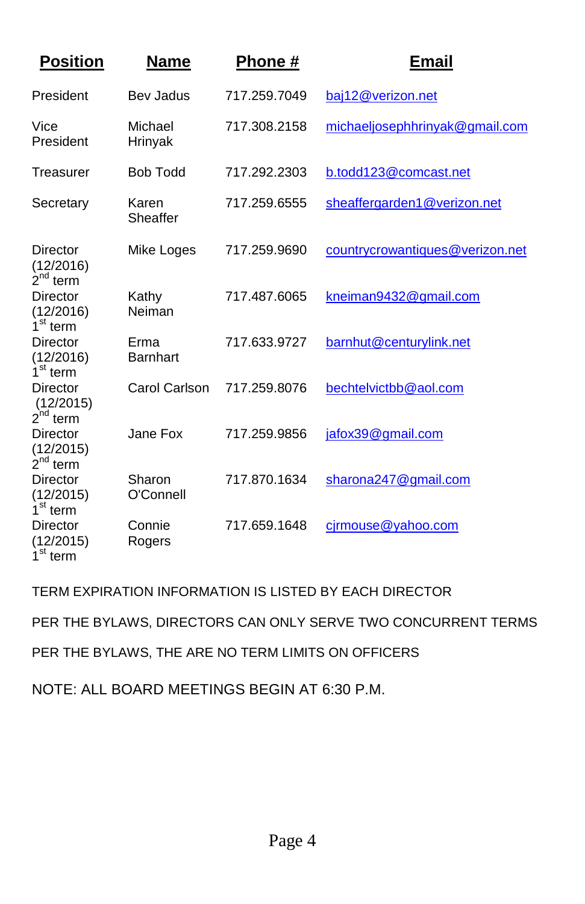| Position | Name | Phone # | Email |
| --- | --- | --- | --- |
| President | Bev Jadus | 717.259.7049 | baj12@verizon.net |
| Vice President | Michael Hrinyak | 717.308.2158 | michaeljosephhrinyak@gmail.com |
| Treasurer | Bob Todd | 717.292.2303 | b.todd123@comcast.net |
| Secretary | Karen Sheaffer | 717.259.6555 | sheaffergarden1@verizon.net |
| Director (12/2016) 2nd term | Mike Loges | 717.259.9690 | countrycrowantiques@verizon.net |
| Director (12/2016) 1st term | Kathy Neiman | 717.487.6065 | kneiman9432@gmail.com |
| Director (12/2016) 1st term | Erma Barnhart | 717.633.9727 | barnhut@centurylink.net |
| Director (12/2015) 2nd term | Carol Carlson | 717.259.8076 | bechtelvictbb@aol.com |
| Director (12/2015) 2nd term | Jane Fox | 717.259.9856 | jafox39@gmail.com |
| Director (12/2015) 1st term | Sharon O'Connell | 717.870.1634 | sharona247@gmail.com |
| Director (12/2015) 1st term | Connie Rogers | 717.659.1648 | cjrmouse@yahoo.com |

TERM EXPIRATION INFORMATION IS LISTED BY EACH DIRECTOR

PER THE BYLAWS, DIRECTORS CAN ONLY SERVE TWO CONCURRENT TERMS

PER THE BYLAWS, THE ARE NO TERM LIMITS ON OFFICERS

NOTE: ALL BOARD MEETINGS BEGIN AT 6:30 P.M.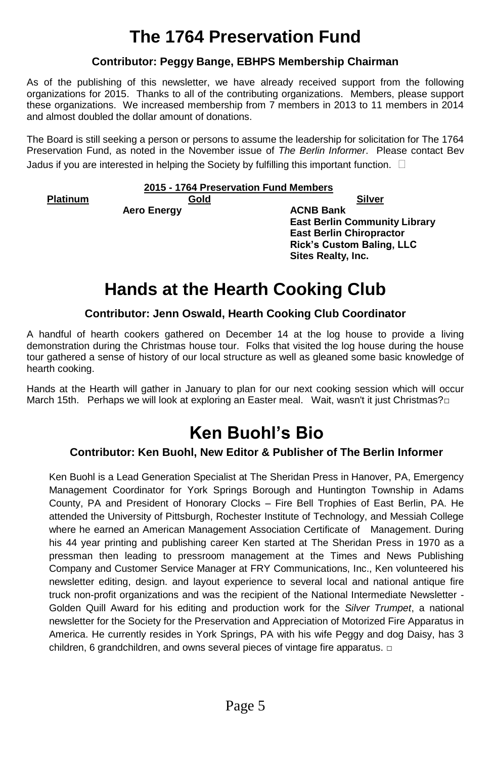# The 1764 Preservation Fund

### Contributor: Peggy Bange, EBHPS Membership Chairman

As of the publishing of this newsletter, we have already received support from the following organizations for 2015. Thanks to all of the contributing organizations. Members, please support these organizations. We increased membership from 7 members in 2013 to 11 members in 2014 and almost doubled the dollar amount of donations.

The Board is still seeking a person or persons to assume the leadership for solicitation for The 1764 Preservation Fund, as noted in the November issue of *The Berlin Informer*. Please contact Bev Jadus if you are interested in helping the Society by fulfilling this important function. □

**2015 - 1764 Preservation Fund Members**

| Platinum | Gold | Silver |
|---|---|---|
| | **Aero Energy** | **ACNB Bank** |
| | | **East Berlin Community Library** |
| | | **East Berlin Chiropractor** |
| | | **Rick's Custom Baling, LLC** |
| | | **Sites Realty, Inc.** |

# Hands at the Hearth Cooking Club

### Contributor: Jenn Oswald, Hearth Cooking Club Coordinator

A handful of hearth cookers gathered on December 14 at the log house to provide a living demonstration during the Christmas house tour. Folks that visited the log house during the house tour gathered a sense of history of our local structure as well as gleaned some basic knowledge of hearth cooking.

Hands at the Hearth will gather in January to plan for our next cooking session which will occur March 15th. Perhaps we will look at exploring an Easter meal. Wait, wasn't it just Christmas? □

# Ken Buohl's Bio

### Contributor: Ken Buohl, New Editor & Publisher of The Berlin Informer

Ken Buohl is a Lead Generation Specialist at The Sheridan Press in Hanover, PA, Emergency Management Coordinator for York Springs Borough and Huntington Township in Adams County, PA and President of Honorary Clocks – Fire Bell Trophies of East Berlin, PA. He attended the University of Pittsburgh, Rochester Institute of Technology, and Messiah College where he earned an American Management Association Certificate of Management. During his 44 year printing and publishing career Ken started at The Sheridan Press in 1970 as a pressman then leading to pressroom management at the Times and News Publishing Company and Customer Service Manager at FRY Communications, Inc., Ken volunteered his newsletter editing, design. and layout experience to several local and national antique fire truck non-profit organizations and was the recipient of the National Intermediate Newsletter - Golden Quill Award for his editing and production work for the *Silver Trumpet*, a national newsletter for the Society for the Preservation and Appreciation of Motorized Fire Apparatus in America. He currently resides in York Springs, PA with his wife Peggy and dog Daisy, has 3 children, 6 grandchildren, and owns several pieces of vintage fire apparatus. □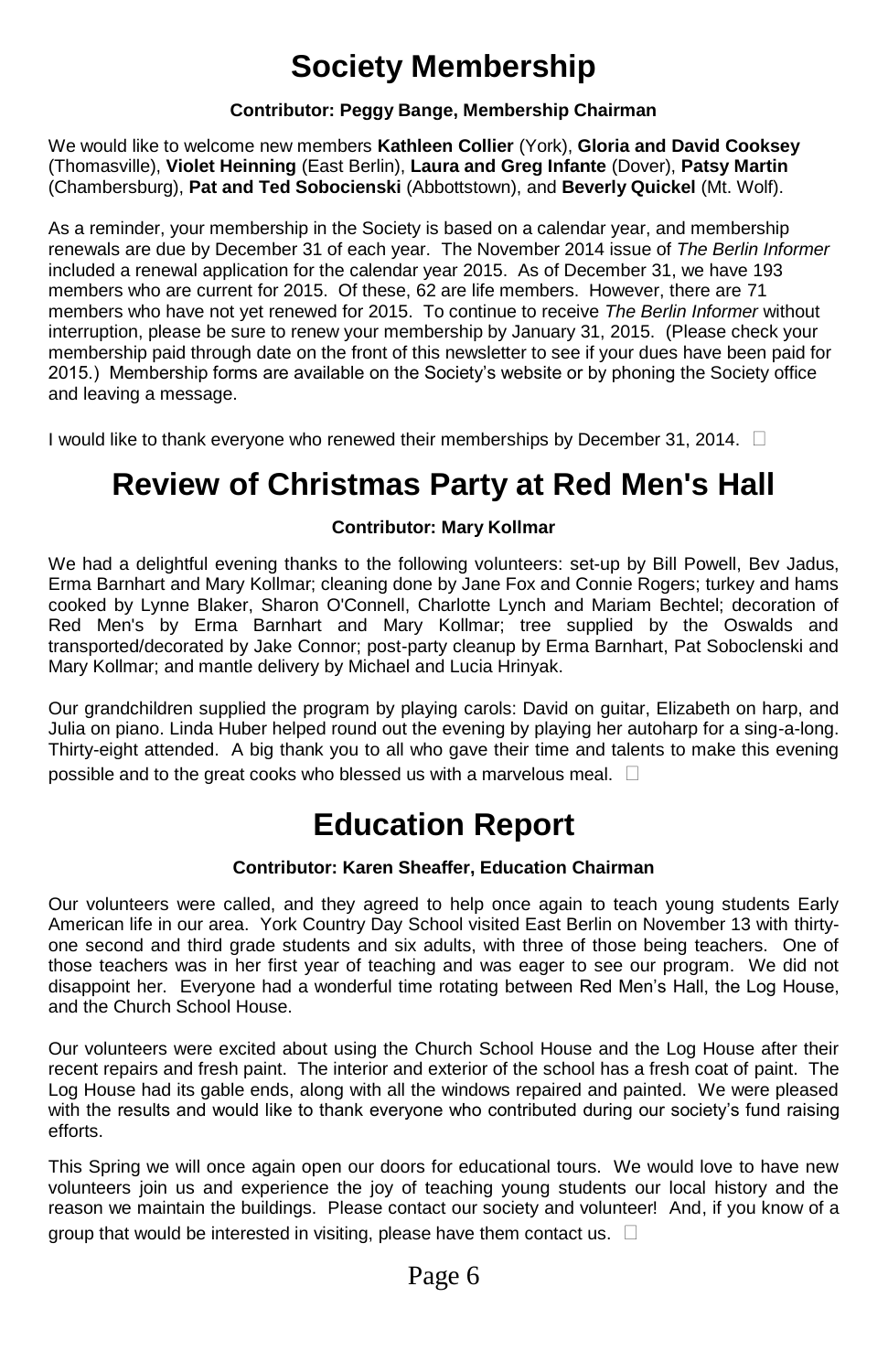# Society Membership

**Contributor: Peggy Bange, Membership Chairman**

We would like to welcome new members **Kathleen Collier** (York), **Gloria and David Cooksey** (Thomasville), **Violet Heinning** (East Berlin), **Laura and Greg Infante** (Dover), **Patsy Martin** (Chambersburg), **Pat and Ted Sobocienski** (Abbottstown), and **Beverly Quickel** (Mt. Wolf).

As a reminder, your membership in the Society is based on a calendar year, and membership renewals are due by December 31 of each year. The November 2014 issue of *The Berlin Informer* included a renewal application for the calendar year 2015. As of December 31, we have 193 members who are current for 2015. Of these, 62 are life members. However, there are 71 members who have not yet renewed for 2015. To continue to receive *The Berlin Informer* without interruption, please be sure to renew your membership by January 31, 2015. (Please check your membership paid through date on the front of this newsletter to see if your dues have been paid for 2015.) Membership forms are available on the Society's website or by phoning the Society office and leaving a message.

I would like to thank everyone who renewed their memberships by December 31, 2014. □

# Review of Christmas Party at Red Men's Hall

**Contributor: Mary Kollmar**

We had a delightful evening thanks to the following volunteers: set-up by Bill Powell, Bev Jadus, Erma Barnhart and Mary Kollmar; cleaning done by Jane Fox and Connie Rogers; turkey and hams cooked by Lynne Blaker, Sharon O'Connell, Charlotte Lynch and Mariam Bechtel; decoration of Red Men's by Erma Barnhart and Mary Kollmar; tree supplied by the Oswalds and transported/decorated by Jake Connor; post-party cleanup by Erma Barnhart, Pat Soboclenski and Mary Kollmar; and mantle delivery by Michael and Lucia Hrinyak.

Our grandchildren supplied the program by playing carols: David on guitar, Elizabeth on harp, and Julia on piano. Linda Huber helped round out the evening by playing her autoharp for a sing-a-long. Thirty-eight attended. A big thank you to all who gave their time and talents to make this evening possible and to the great cooks who blessed us with a marvelous meal. □

# Education Report

**Contributor: Karen Sheaffer, Education Chairman**

Our volunteers were called, and they agreed to help once again to teach young students Early American life in our area. York Country Day School visited East Berlin on November 13 with thirty-one second and third grade students and six adults, with three of those being teachers. One of those teachers was in her first year of teaching and was eager to see our program. We did not disappoint her. Everyone had a wonderful time rotating between Red Men's Hall, the Log House, and the Church School House.

Our volunteers were excited about using the Church School House and the Log House after their recent repairs and fresh paint. The interior and exterior of the school has a fresh coat of paint. The Log House had its gable ends, along with all the windows repaired and painted. We were pleased with the results and would like to thank everyone who contributed during our society's fund raising efforts.

This Spring we will once again open our doors for educational tours. We would love to have new volunteers join us and experience the joy of teaching young students our local history and the reason we maintain the buildings. Please contact our society and volunteer! And, if you know of a group that would be interested in visiting, please have them contact us. □